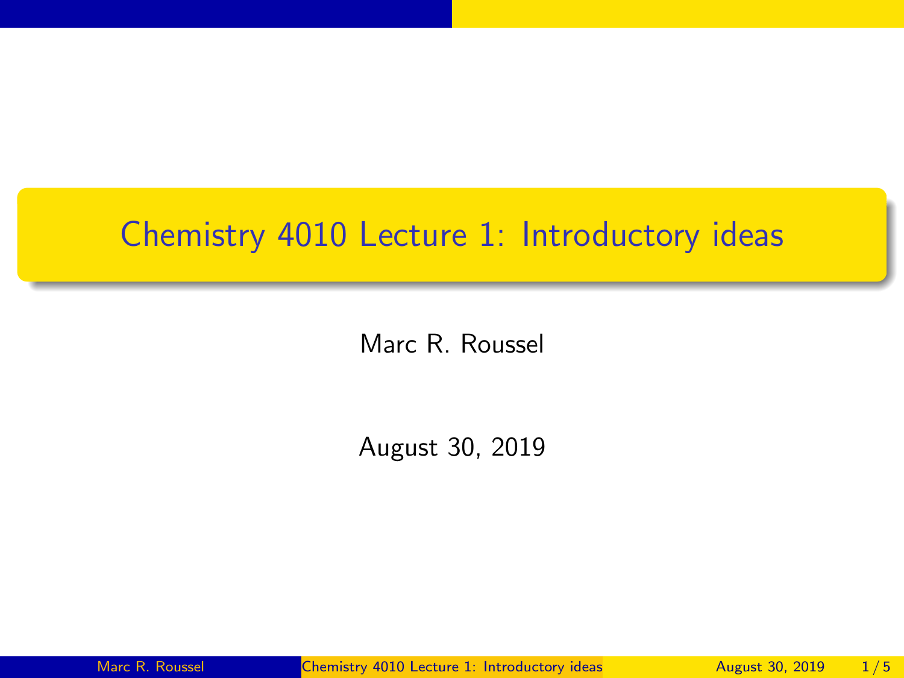# Chemistry 4010 Lecture 1: Introductory ideas

Marc R. Roussel

August 30, 2019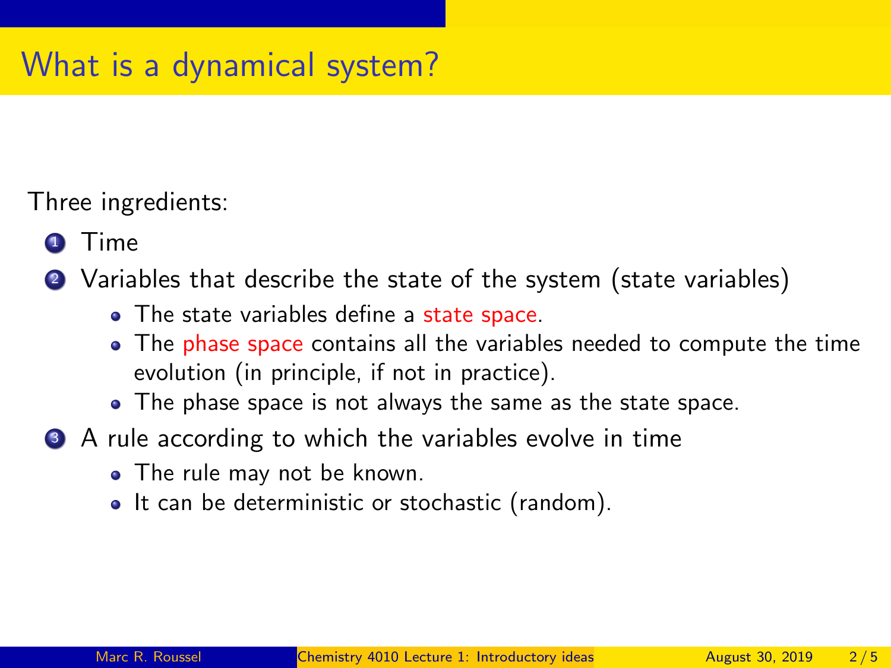# What is a dynamical system?

Three ingredients:

1. Time
2. Variables that describe the state of the system (state variables)
   - The state variables define a state space.
   - The phase space contains all the variables needed to compute the time evolution (in principle, if not in practice).
   - The phase space is not always the same as the state space.
3. A rule according to which the variables evolve in time
   - The rule may not be known.
   - It can be deterministic or stochastic (random).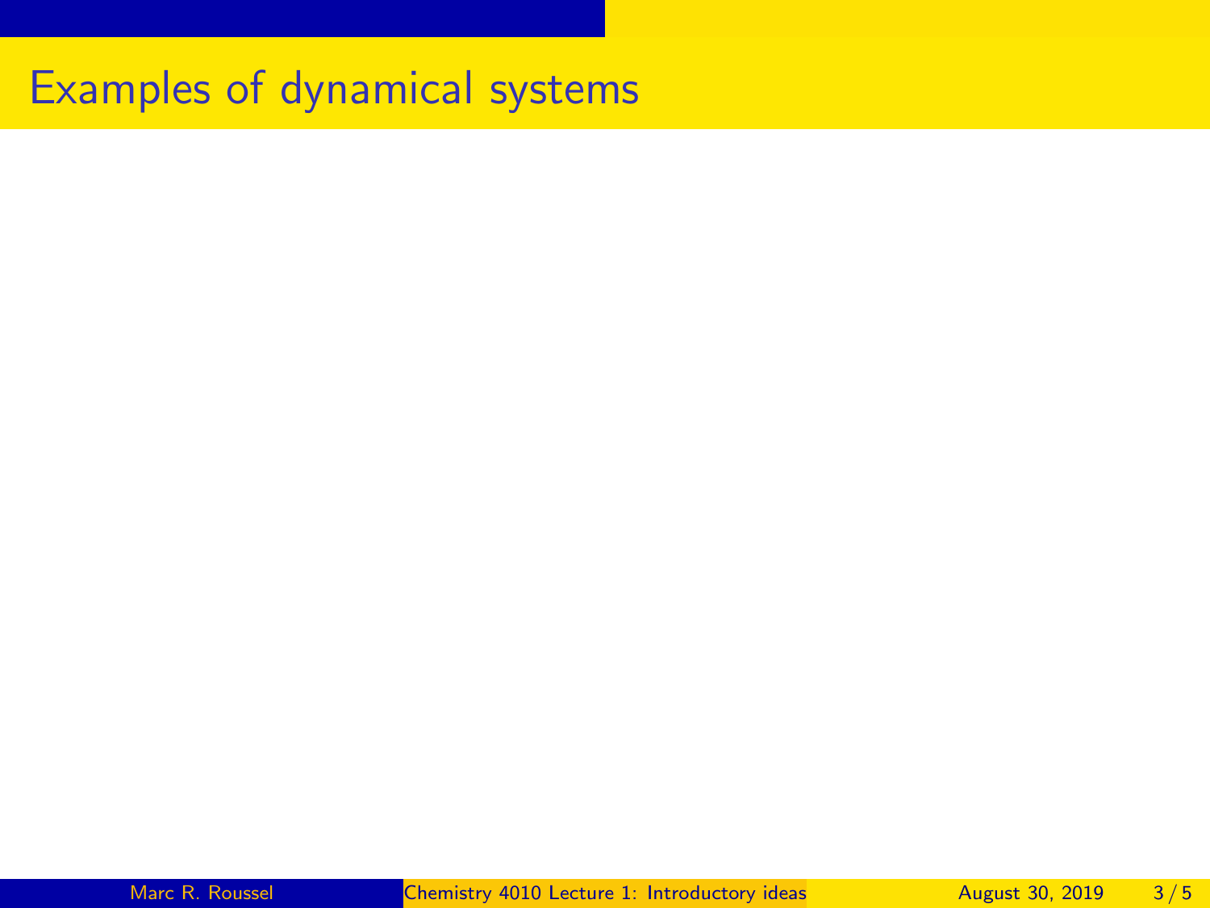# Examples of dynamical systems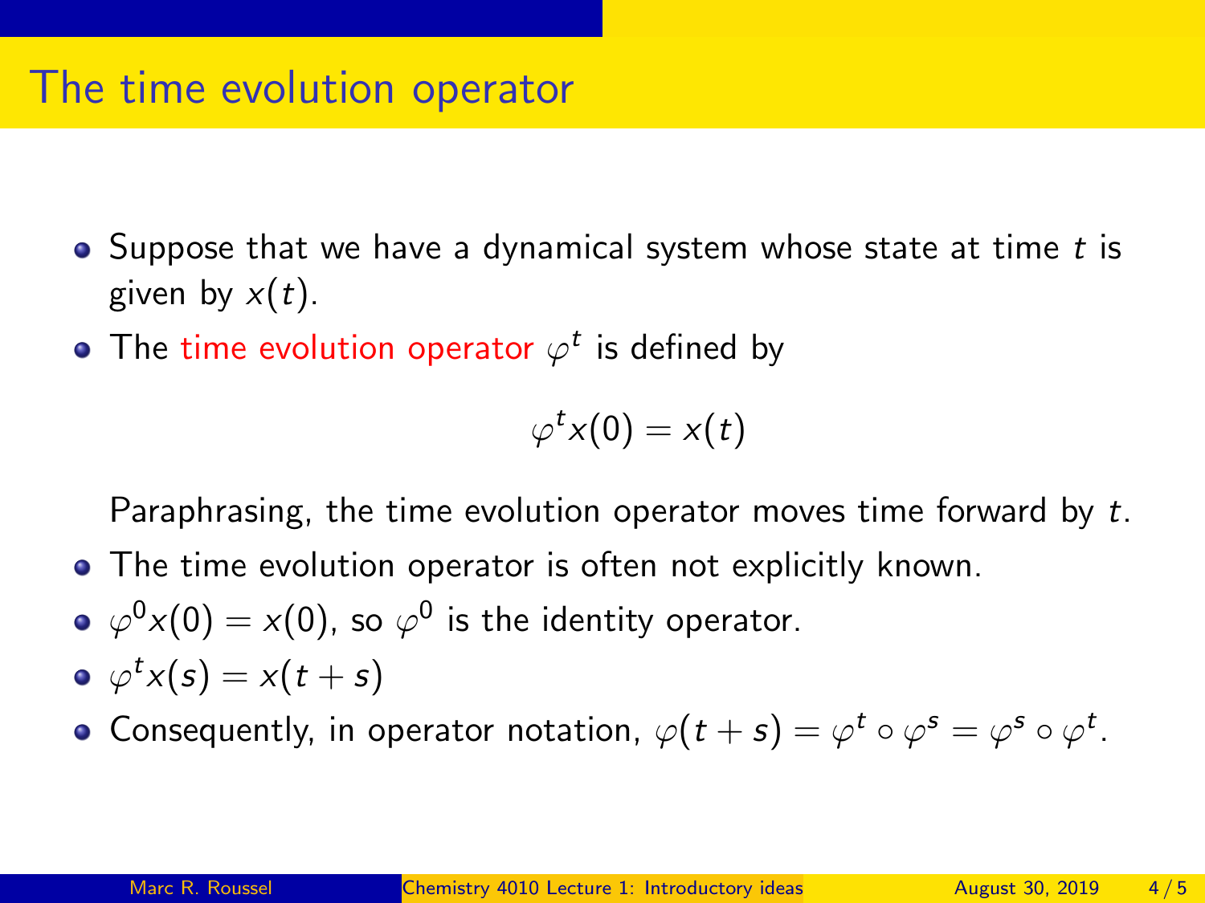# The time evolution operator

- Suppose that we have a dynamical system whose state at time $t$ is given by $x(t)$.
- The time evolution operator $\varphi^t$ is defined by

$$\varphi^t x(0) = x(t)$$

  Paraphrasing, the time evolution operator moves time forward by $t$.
- The time evolution operator is often not explicitly known.
- $\varphi^0 x(0) = x(0)$, so $\varphi^0$ is the identity operator.
- $\varphi^t x(s) = x(t+s)$
- Consequently, in operator notation, $\varphi(t+s) = \varphi^t \circ \varphi^s = \varphi^s \circ \varphi^t$.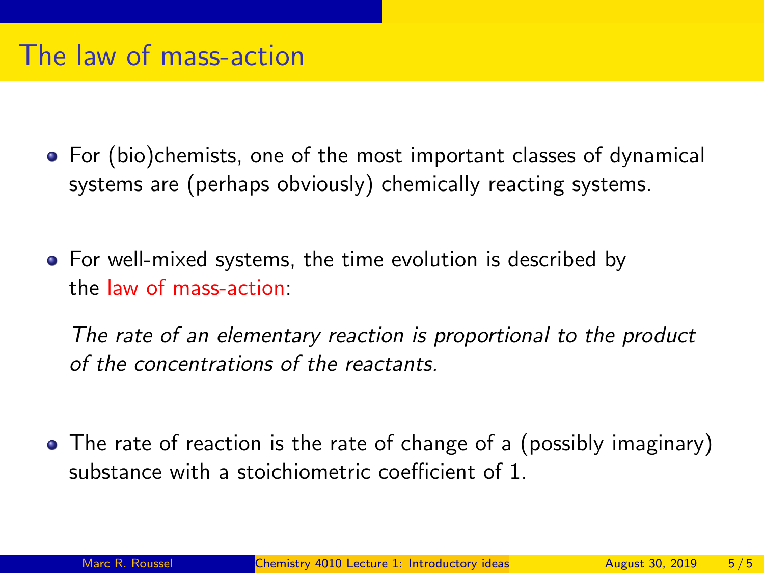# The law of mass-action

- For (bio)chemists, one of the most important classes of dynamical systems are (perhaps obviously) chemically reacting systems.

- For well-mixed systems, the time evolution is described by the law of mass-action:

  *The rate of an elementary reaction is proportional to the product of the concentrations of the reactants.*

- The rate of reaction is the rate of change of a (possibly imaginary) substance with a stoichiometric coefficient of 1.